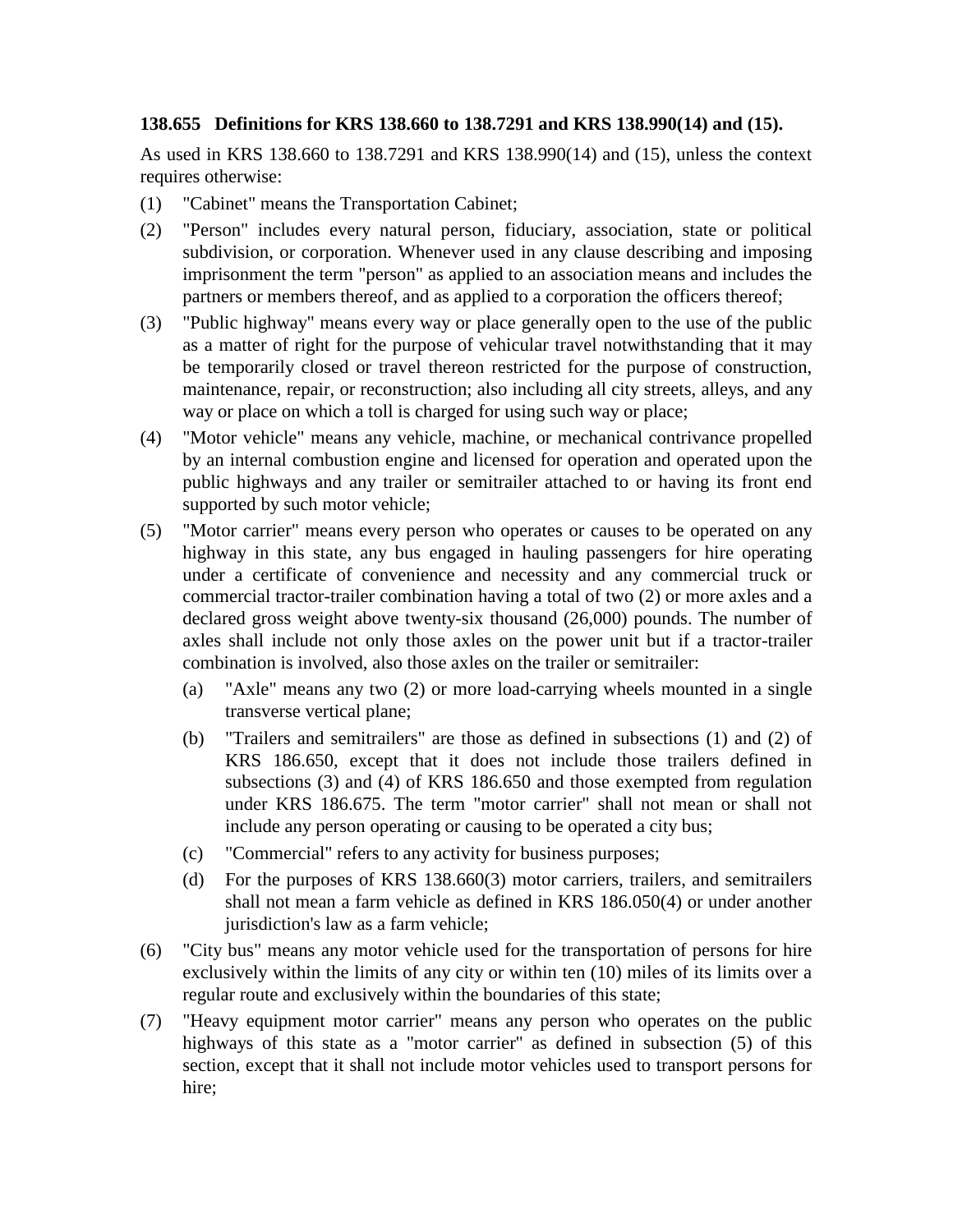**138.655 Definitions for KRS 138.660 to 138.7291 and KRS 138.990(14) and (15).**

As used in KRS 138.660 to 138.7291 and KRS 138.990(14) and (15), unless the context requires otherwise:

(1) "Cabinet" means the Transportation Cabinet;

(2) "Person" includes every natural person, fiduciary, association, state or political subdivision, or corporation. Whenever used in any clause describing and imposing imprisonment the term "person" as applied to an association means and includes the partners or members thereof, and as applied to a corporation the officers thereof;

(3) "Public highway" means every way or place generally open to the use of the public as a matter of right for the purpose of vehicular travel notwithstanding that it may be temporarily closed or travel thereon restricted for the purpose of construction, maintenance, repair, or reconstruction; also including all city streets, alleys, and any way or place on which a toll is charged for using such way or place;

(4) "Motor vehicle" means any vehicle, machine, or mechanical contrivance propelled by an internal combustion engine and licensed for operation and operated upon the public highways and any trailer or semitrailer attached to or having its front end supported by such motor vehicle;

(5) "Motor carrier" means every person who operates or causes to be operated on any highway in this state, any bus engaged in hauling passengers for hire operating under a certificate of convenience and necessity and any commercial truck or commercial tractor-trailer combination having a total of two (2) or more axles and a declared gross weight above twenty-six thousand (26,000) pounds. The number of axles shall include not only those axles on the power unit but if a tractor-trailer combination is involved, also those axles on the trailer or semitrailer:

   (a) "Axle" means any two (2) or more load-carrying wheels mounted in a single transverse vertical plane;

   (b) "Trailers and semitrailers" are those as defined in subsections (1) and (2) of KRS 186.650, except that it does not include those trailers defined in subsections (3) and (4) of KRS 186.650 and those exempted from regulation under KRS 186.675. The term "motor carrier" shall not mean or shall not include any person operating or causing to be operated a city bus;

   (c) "Commercial" refers to any activity for business purposes;

   (d) For the purposes of KRS 138.660(3) motor carriers, trailers, and semitrailers shall not mean a farm vehicle as defined in KRS 186.050(4) or under another jurisdiction's law as a farm vehicle;

(6) "City bus" means any motor vehicle used for the transportation of persons for hire exclusively within the limits of any city or within ten (10) miles of its limits over a regular route and exclusively within the boundaries of this state;

(7) "Heavy equipment motor carrier" means any person who operates on the public highways of this state as a "motor carrier" as defined in subsection (5) of this section, except that it shall not include motor vehicles used to transport persons for hire;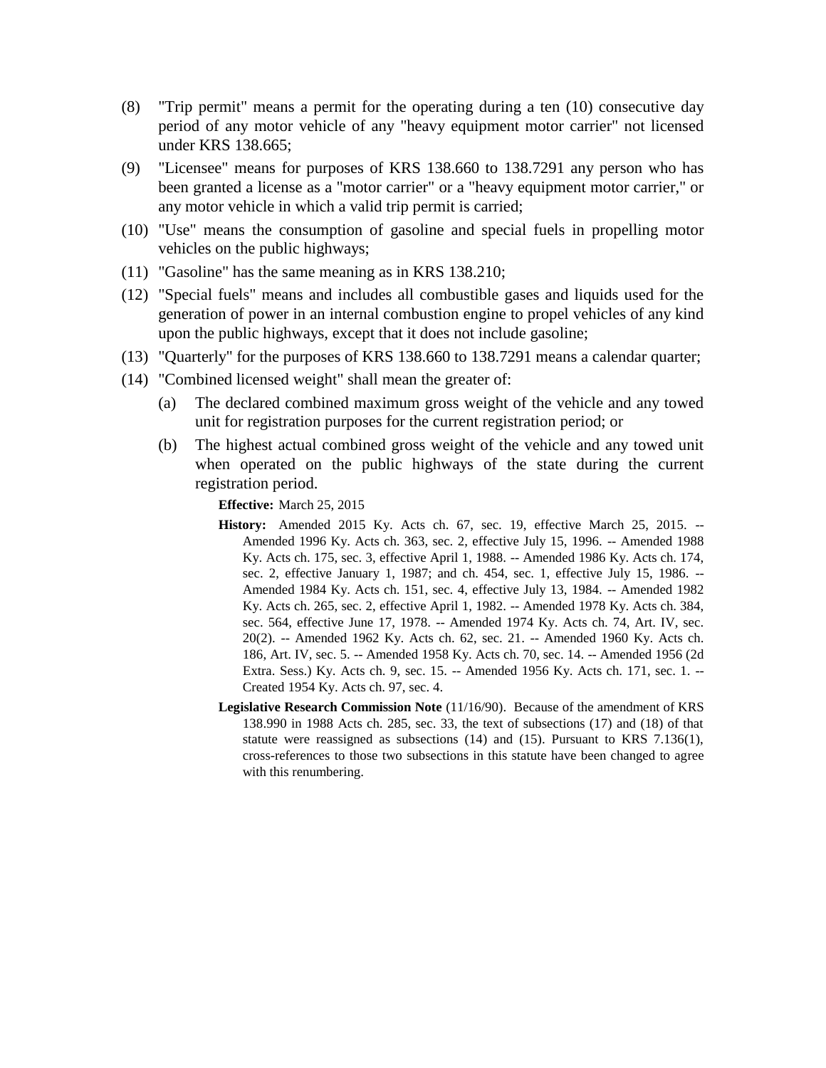(8) "Trip permit" means a permit for the operating during a ten (10) consecutive day period of any motor vehicle of any "heavy equipment motor carrier" not licensed under KRS 138.665;

(9) "Licensee" means for purposes of KRS 138.660 to 138.7291 any person who has been granted a license as a "motor carrier" or a "heavy equipment motor carrier," or any motor vehicle in which a valid trip permit is carried;

(10) "Use" means the consumption of gasoline and special fuels in propelling motor vehicles on the public highways;

(11) "Gasoline" has the same meaning as in KRS 138.210;

(12) "Special fuels" means and includes all combustible gases and liquids used for the generation of power in an internal combustion engine to propel vehicles of any kind upon the public highways, except that it does not include gasoline;

(13) "Quarterly" for the purposes of KRS 138.660 to 138.7291 means a calendar quarter;

(14) "Combined licensed weight" shall mean the greater of:

 (a) The declared combined maximum gross weight of the vehicle and any towed unit for registration purposes for the current registration period; or

 (b) The highest actual combined gross weight of the vehicle and any towed unit when operated on the public highways of the state during the current registration period.

**Effective:** March 25, 2015

**History:** Amended 2015 Ky. Acts ch. 67, sec. 19, effective March 25, 2015. -- Amended 1996 Ky. Acts ch. 363, sec. 2, effective July 15, 1996. -- Amended 1988 Ky. Acts ch. 175, sec. 3, effective April 1, 1988. -- Amended 1986 Ky. Acts ch. 174, sec. 2, effective January 1, 1987; and ch. 454, sec. 1, effective July 15, 1986. -- Amended 1984 Ky. Acts ch. 151, sec. 4, effective July 13, 1984. -- Amended 1982 Ky. Acts ch. 265, sec. 2, effective April 1, 1982. -- Amended 1978 Ky. Acts ch. 384, sec. 564, effective June 17, 1978. -- Amended 1974 Ky. Acts ch. 74, Art. IV, sec. 20(2). -- Amended 1962 Ky. Acts ch. 62, sec. 21. -- Amended 1960 Ky. Acts ch. 186, Art. IV, sec. 5. -- Amended 1958 Ky. Acts ch. 70, sec. 14. -- Amended 1956 (2d Extra. Sess.) Ky. Acts ch. 9, sec. 15. -- Amended 1956 Ky. Acts ch. 171, sec. 1. -- Created 1954 Ky. Acts ch. 97, sec. 4.

**Legislative Research Commission Note** (11/16/90). Because of the amendment of KRS 138.990 in 1988 Acts ch. 285, sec. 33, the text of subsections (17) and (18) of that statute were reassigned as subsections (14) and (15). Pursuant to KRS 7.136(1), cross-references to those two subsections in this statute have been changed to agree with this renumbering.